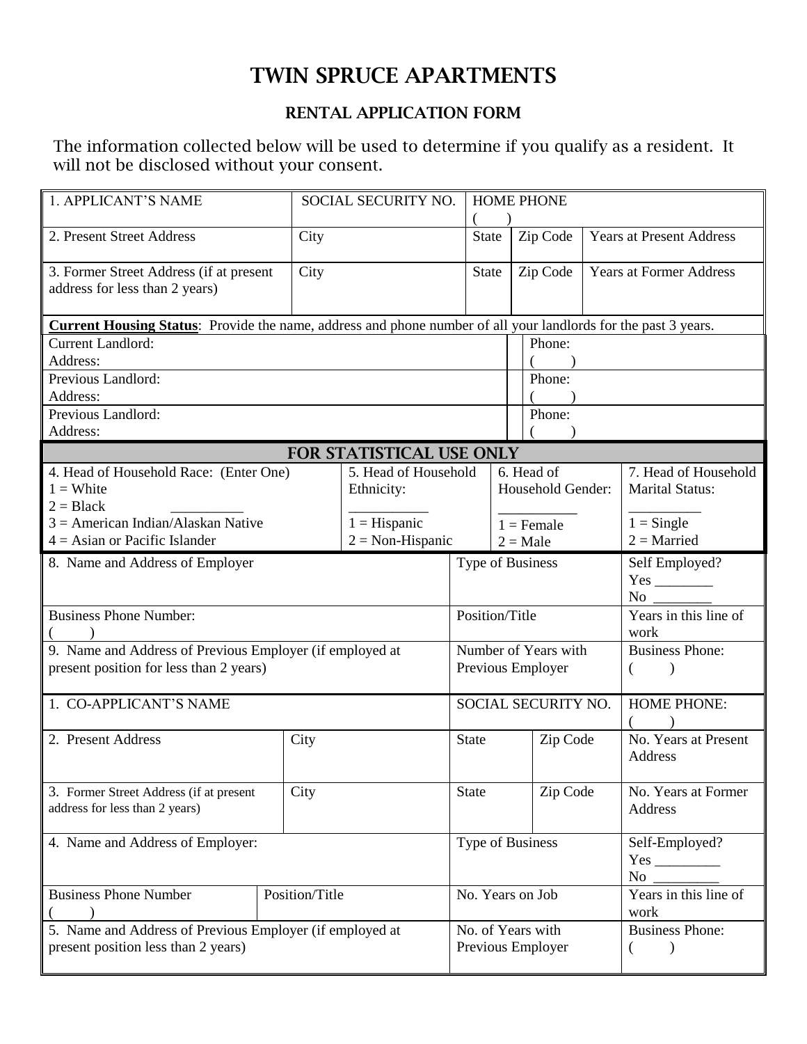# TWIN SPRUCE APARTMENTS

## RENTAL APPLICATION FORM

The information collected below will be used to determine if you qualify as a resident. It will not be disclosed without your consent.

| 1. APPLICANT'S NAME | SOCIAL SECURITY NO. | HOME PHONE ( ) | | |
|---|---|---|---|---|
| 2. Present Street Address | City | State | Zip Code | Years at Present Address |
| 3. Former Street Address (if at present address for less than 2 years) | City | State | Zip Code | Years at Former Address |

**Current Housing Status**: Provide the name, address and phone number of all your landlords for the past 3 years.

| Landlord | Phone |
|---|---|
| Current Landlord: Address: | Phone: ( ) |
| Previous Landlord: Address: | Phone: ( ) |
| Previous Landlord: Address: | Phone: ( ) |

### FOR STATISTICAL USE ONLY

| 4. Head of Household Race: (Enter One) | 5. Head of Household Ethnicity: | 6. Head of Household Gender: | 7. Head of Household Marital Status: |
|---|---|---|---|
| 1 = White<br>2 = Black __________<br>3 = American Indian/Alaskan Native<br>4 = Asian or Pacific Islander | __________<br>1 = Hispanic<br>2 = Non-Hispanic | __________<br>1 = Female<br>2 = Male | __________<br>1 = Single<br>2 = Married |

| 8. Name and Address of Employer | Type of Business | Self Employed? Yes ________ No ________ |
|---|---|---|
| Business Phone Number: ( ) | Position/Title | Years in this line of work |
| 9. Name and Address of Previous Employer (if employed at present position for less than 2 years) | Number of Years with Previous Employer | Business Phone: ( ) |

| 1. CO-APPLICANT'S NAME | | SOCIAL SECURITY NO. | | HOME PHONE: ( ) |
|---|---|---|---|---|
| 2. Present Address | City | State | Zip Code | No. Years at Present Address |
| 3. Former Street Address (if at present address for less than 2 years) | City | State | Zip Code | No. Years at Former Address |
| 4. Name and Address of Employer: | | Type of Business | | Self-Employed? Yes _________ No _________ |
| Business Phone Number ( ) | Position/Title | No. Years on Job | | Years in this line of work |
| 5. Name and Address of Previous Employer (if employed at present position less than 2 years) | | No. of Years with Previous Employer | | Business Phone: ( ) |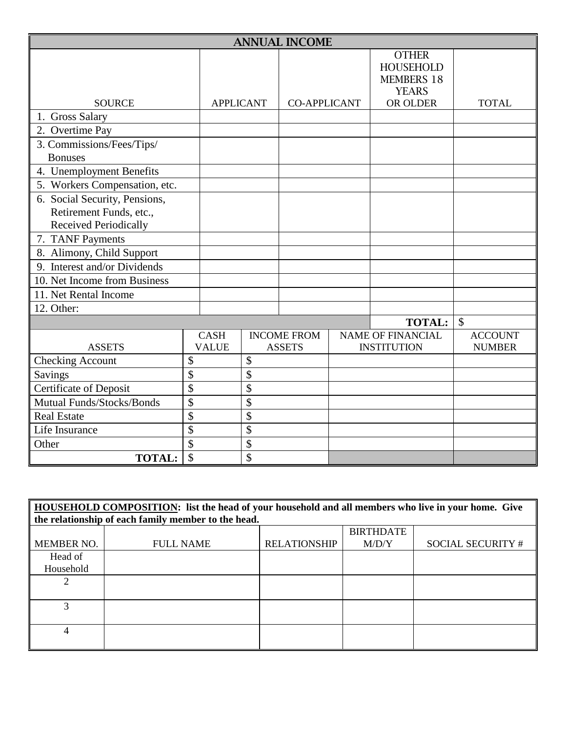## ANNUAL INCOME

| SOURCE | APPLICANT | CO-APPLICANT | OTHER HOUSEHOLD MEMBERS 18 YEARS OR OLDER | TOTAL |
|---|---|---|---|---|
| 1. Gross Salary | | | | |
| 2. Overtime Pay | | | | |
| 3. Commissions/Fees/Tips/ Bonuses | | | | |
| 4. Unemployment Benefits | | | | |
| 5. Workers Compensation, etc. | | | | |
| 6. Social Security, Pensions, Retirement Funds, etc., Received Periodically | | | | |
| 7. TANF Payments | | | | |
| 8. Alimony, Child Support | | | | |
| 9. Interest and/or Dividends | | | | |
| 10. Net Income from Business | | | | |
| 11. Net Rental Income | | | | |
| 12. Other: | | | | |
| | | | **TOTAL:** | $ |

| ASSETS | CASH VALUE | INCOME FROM ASSETS | NAME OF FINANCIAL INSTITUTION | ACCOUNT NUMBER |
|---|---|---|---|---|
| Checking Account | $ | $ | | |
| Savings | $ | $ | | |
| Certificate of Deposit | $ | $ | | |
| Mutual Funds/Stocks/Bonds | $ | $ | | |
| Real Estate | $ | $ | | |
| Life Insurance | $ | $ | | |
| Other | $ | $ | | |
| **TOTAL:** | $ | $ | | |

**HOUSEHOLD COMPOSITION: list the head of your household and all members who live in your home. Give the relationship of each family member to the head.**

| MEMBER NO. | FULL NAME | RELATIONSHIP | BIRTHDATE M/D/Y | SOCIAL SECURITY # |
|---|---|---|---|---|
| Head of Household | | | | |
| 2 | | | | |
| 3 | | | | |
| 4 | | | | |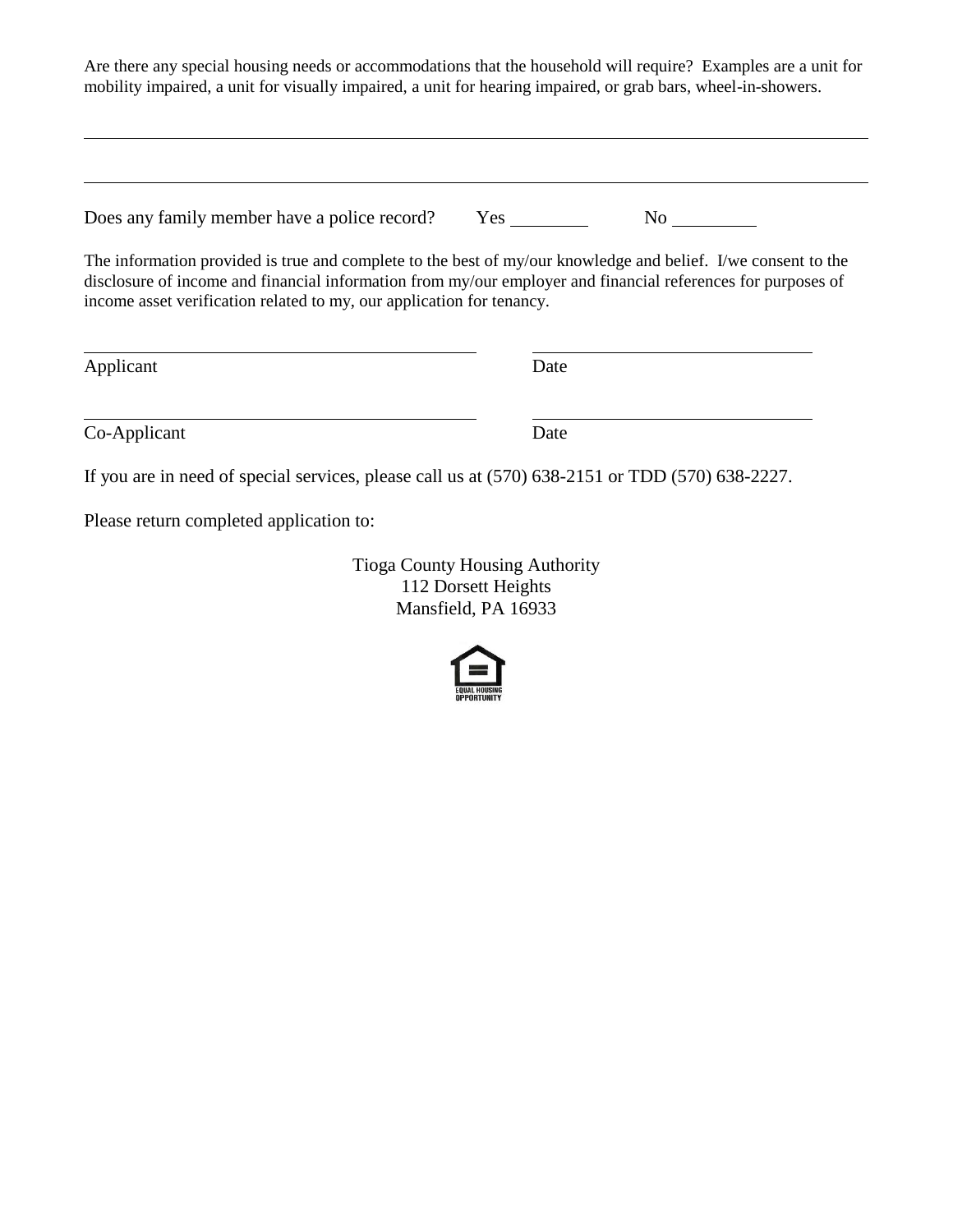Are there any special housing needs or accommodations that the household will require? Examples are a unit for mobility impaired, a unit for visually impaired, a unit for hearing impaired, or grab bars, wheel-in-showers.

______________________________________________________________________________________

______________________________________________________________________________________

Does any family member have a police record? Yes ________ No ________

The information provided is true and complete to the best of my/our knowledge and belief. I/we consent to the disclosure of income and financial information from my/our employer and financial references for purposes of income asset verification related to my, our application for tenancy.

______________________________________ ______________________________

Applicant Date

______________________________________ ______________________________

Co-Applicant Date

If you are in need of special services, please call us at (570) 638-2151 or TDD (570) 638-2227.

Please return completed application to:

Tioga County Housing Authority
112 Dorsett Heights
Mansfield, PA 16933

EQUAL HOUSING OPPORTUNITY